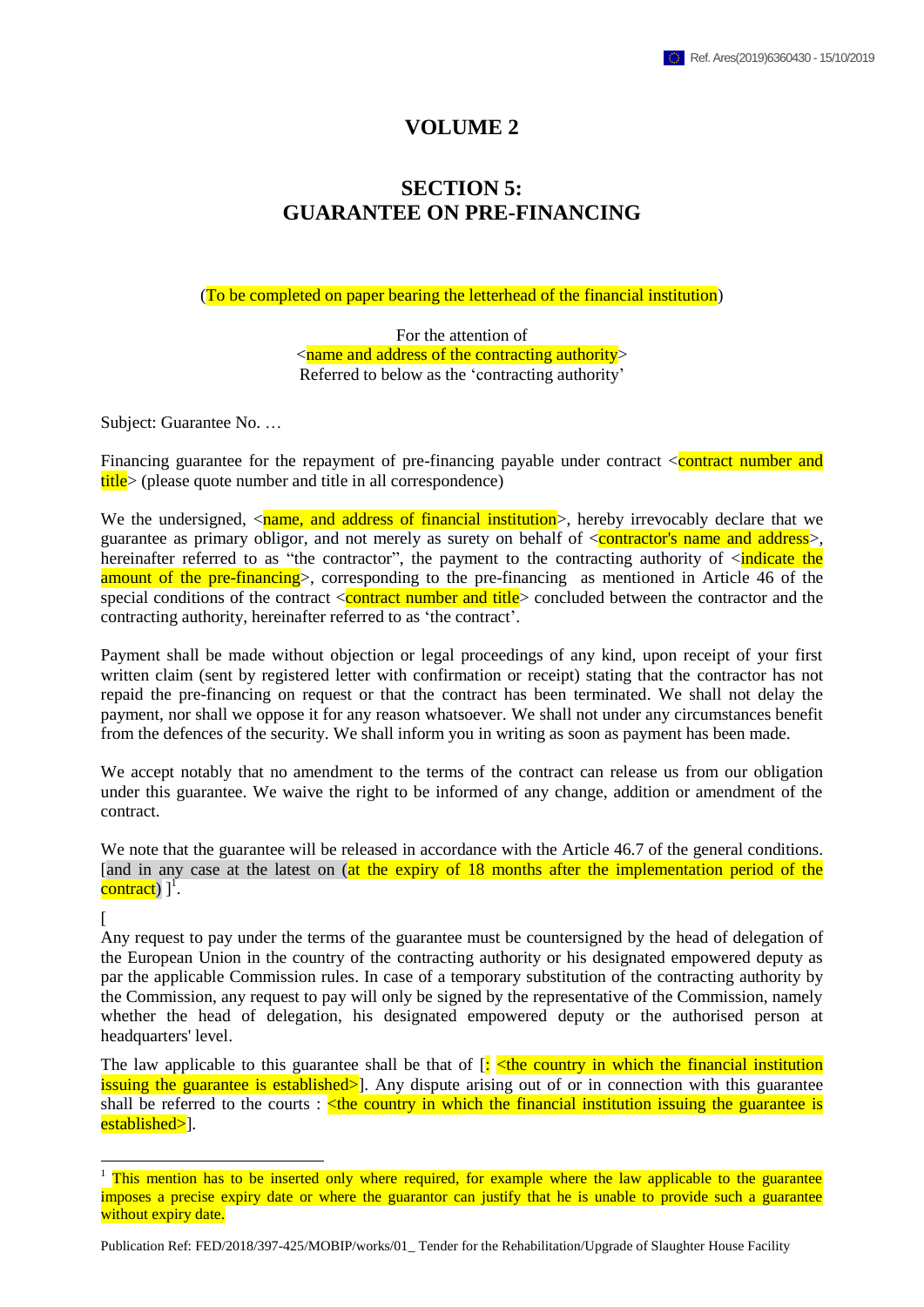# VOLUME 2

## SECTION 5:
## GUARANTEE ON PRE-FINANCING

(To be completed on paper bearing the letterhead of the financial institution)

For the attention of
<name and address of the contracting authority>
Referred to below as the 'contracting authority'

Subject: Guarantee No. …

Financing guarantee for the repayment of pre-financing payable under contract <contract number and title> (please quote number and title in all correspondence)

We the undersigned, <name, and address of financial institution>, hereby irrevocably declare that we guarantee as primary obligor, and not merely as surety on behalf of <contractor's name and address>, hereinafter referred to as "the contractor", the payment to the contracting authority of <indicate the amount of the pre-financing>, corresponding to the pre-financing as mentioned in Article 46 of the special conditions of the contract <contract number and title> concluded between the contractor and the contracting authority, hereinafter referred to as 'the contract'.

Payment shall be made without objection or legal proceedings of any kind, upon receipt of your first written claim (sent by registered letter with confirmation or receipt) stating that the contractor has not repaid the pre-financing on request or that the contract has been terminated. We shall not delay the payment, nor shall we oppose it for any reason whatsoever. We shall not under any circumstances benefit from the defences of the security. We shall inform you in writing as soon as payment has been made.

We accept notably that no amendment to the terms of the contract can release us from our obligation under this guarantee. We waive the right to be informed of any change, addition or amendment of the contract.

We note that the guarantee will be released in accordance with the Article 46.7 of the general conditions. [and in any case at the latest on (at the expiry of 18 months after the implementation period of the contract) ][1].

[
Any request to pay under the terms of the guarantee must be countersigned by the head of delegation of the European Union in the country of the contracting authority or his designated empowered deputy as par the applicable Commission rules. In case of a temporary substitution of the contracting authority by the Commission, any request to pay will only be signed by the representative of the Commission, namely whether the head of delegation, his designated empowered deputy or the authorised person at headquarters' level.

The law applicable to this guarantee shall be that of [: <the country in which the financial institution issuing the guarantee is established>]. Any dispute arising out of or in connection with this guarantee shall be referred to the courts : <the country in which the financial institution issuing the guarantee is established>].

---

[1] This mention has to be inserted only where required, for example where the law applicable to the guarantee imposes a precise expiry date or where the guarantor can justify that he is unable to provide such a guarantee without expiry date.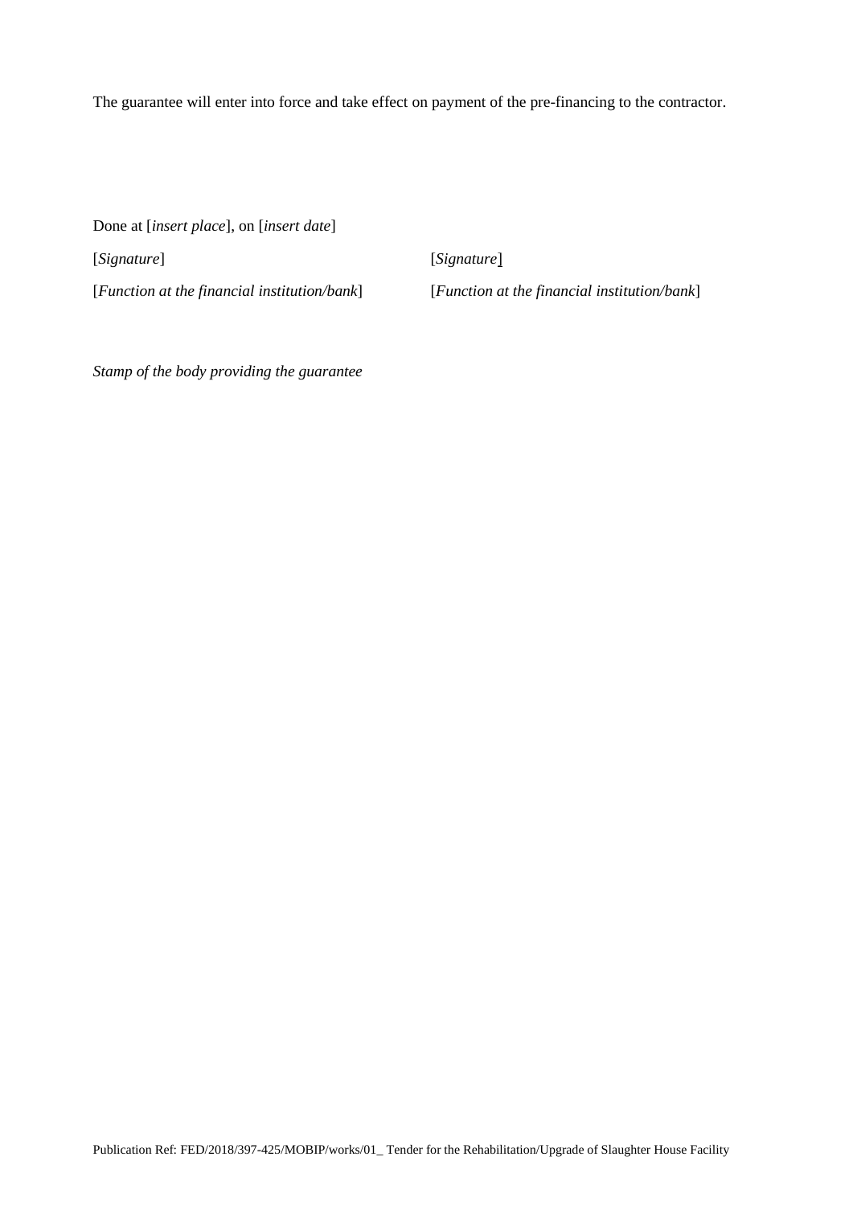The guarantee will enter into force and take effect on payment of the pre-financing to the contractor.

Done at [*insert place*], on [*insert date*]

| | |
|---|---|
| [*Signature*] | [*Signature*] |
| [*Function at the financial institution/bank*] | [*Function at the financial institution/bank*] |

*Stamp of the body providing the guarantee*